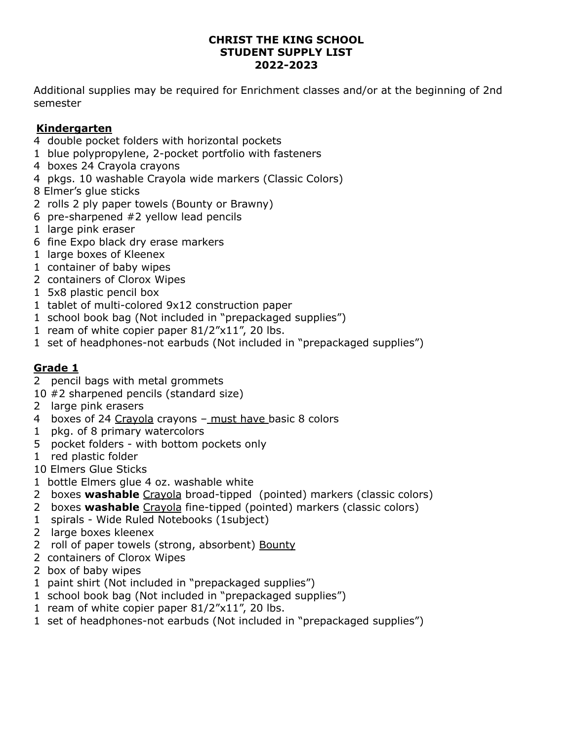# CHRIST THE KING SCHOOL
## STUDENT SUPPLY LIST
## 2022-2023

Additional supplies may be required for Enrichment classes and/or at the beginning of 2nd semester

### Kindergarten

4 double pocket folders with horizontal pockets
1 blue polypropylene, 2-pocket portfolio with fasteners
4 boxes 24 Crayola crayons
4 pkgs. 10 washable Crayola wide markers (Classic Colors)
8 Elmer's glue sticks
2 rolls 2 ply paper towels (Bounty or Brawny)
6 pre-sharpened #2 yellow lead pencils
1 large pink eraser
6 fine Expo black dry erase markers
1 large boxes of Kleenex
1 container of baby wipes
2 containers of Clorox Wipes
1 5x8 plastic pencil box
1 tablet of multi-colored 9x12 construction paper
1 school book bag (Not included in "prepackaged supplies")
1 ream of white copier paper 81/2"x11", 20 lbs.
1 set of headphones-not earbuds (Not included in "prepackaged supplies")

### Grade 1

2 pencil bags with metal grommets
10 #2 sharpened pencils (standard size)
2 large pink erasers
4 boxes of 24 Crayola crayons – must have basic 8 colors
1 pkg. of 8 primary watercolors
5 pocket folders - with bottom pockets only
1 red plastic folder
10 Elmers Glue Sticks
1 bottle Elmers glue 4 oz. washable white
2 boxes **washable** Crayola broad-tipped (pointed) markers (classic colors)
2 boxes **washable** Crayola fine-tipped (pointed) markers (classic colors)
1 spirals - Wide Ruled Notebooks (1subject)
2 large boxes kleenex
2 roll of paper towels (strong, absorbent) Bounty
2 containers of Clorox Wipes
2 box of baby wipes
1 paint shirt (Not included in "prepackaged supplies")
1 school book bag (Not included in "prepackaged supplies")
1 ream of white copier paper 81/2"x11", 20 lbs.
1 set of headphones-not earbuds (Not included in "prepackaged supplies")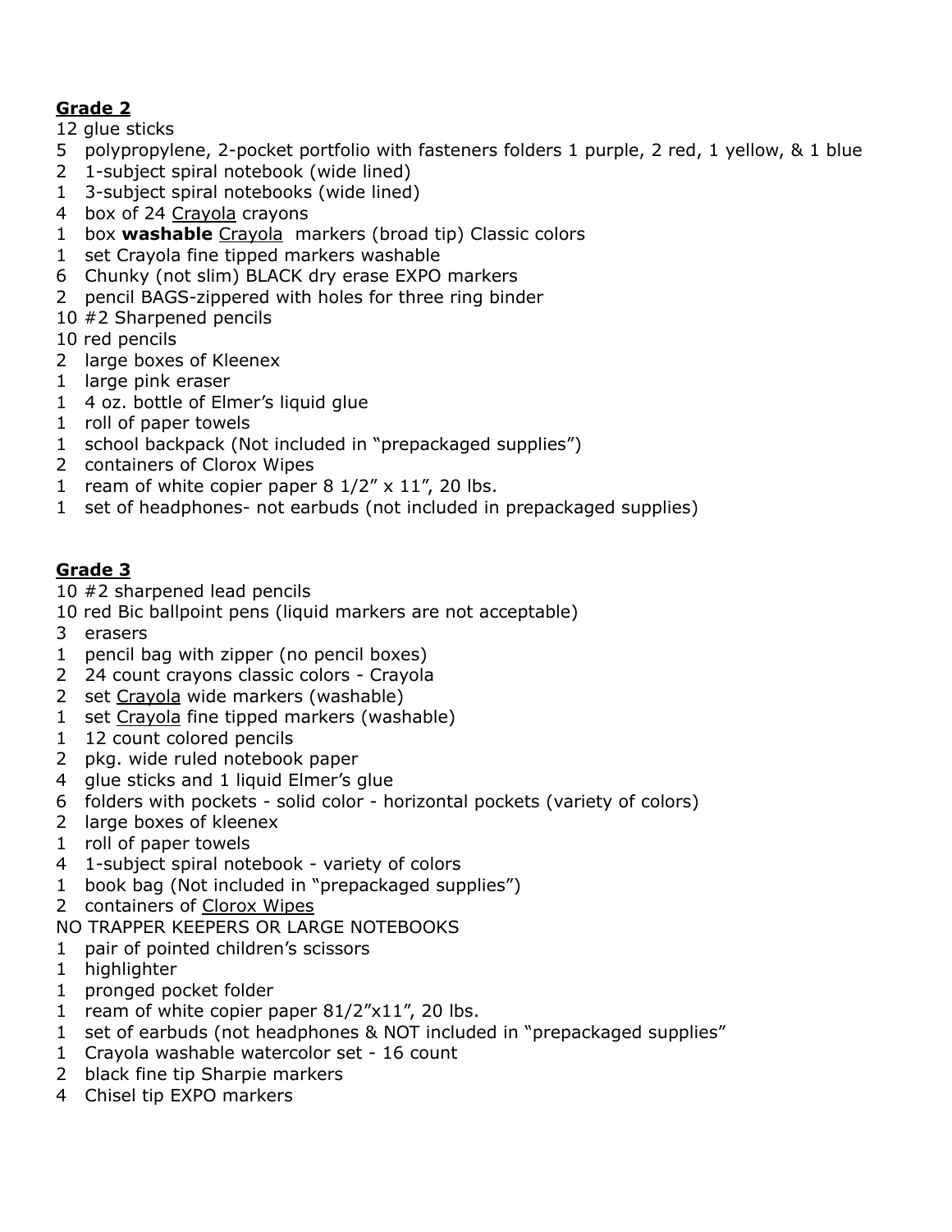## Grade 2

12 glue sticks
5 polypropylene, 2-pocket portfolio with fasteners folders 1 purple, 2 red, 1 yellow, & 1 blue
2 1-subject spiral notebook (wide lined)
1 3-subject spiral notebooks (wide lined)
4 box of 24 Crayola crayons
1 box **washable** Crayola markers (broad tip) Classic colors
1 set Crayola fine tipped markers washable
6 Chunky (not slim) BLACK dry erase EXPO markers
2 pencil BAGS-zippered with holes for three ring binder
10 #2 Sharpened pencils
10 red pencils
2 large boxes of Kleenex
1 large pink eraser
1 4 oz. bottle of Elmer's liquid glue
1 roll of paper towels
1 school backpack (Not included in "prepackaged supplies")
2 containers of Clorox Wipes
1 ream of white copier paper 8 1/2" x 11", 20 lbs.
1 set of headphones- not earbuds (not included in prepackaged supplies)

## Grade 3

10 #2 sharpened lead pencils
10 red Bic ballpoint pens (liquid markers are not acceptable)
3 erasers
1 pencil bag with zipper (no pencil boxes)
2 24 count crayons classic colors - Crayola
2 set Crayola wide markers (washable)
1 set Crayola fine tipped markers (washable)
1 12 count colored pencils
2 pkg. wide ruled notebook paper
4 glue sticks and 1 liquid Elmer's glue
6 folders with pockets - solid color - horizontal pockets (variety of colors)
2 large boxes of kleenex
1 roll of paper towels
4 1-subject spiral notebook - variety of colors
1 book bag (Not included in "prepackaged supplies")
2 containers of Clorox Wipes
NO TRAPPER KEEPERS OR LARGE NOTEBOOKS
1 pair of pointed children's scissors
1 highlighter
1 pronged pocket folder
1 ream of white copier paper 81/2"x11", 20 lbs.
1 set of earbuds (not headphones & NOT included in "prepackaged supplies"
1 Crayola washable watercolor set - 16 count
2 black fine tip Sharpie markers
4 Chisel tip EXPO markers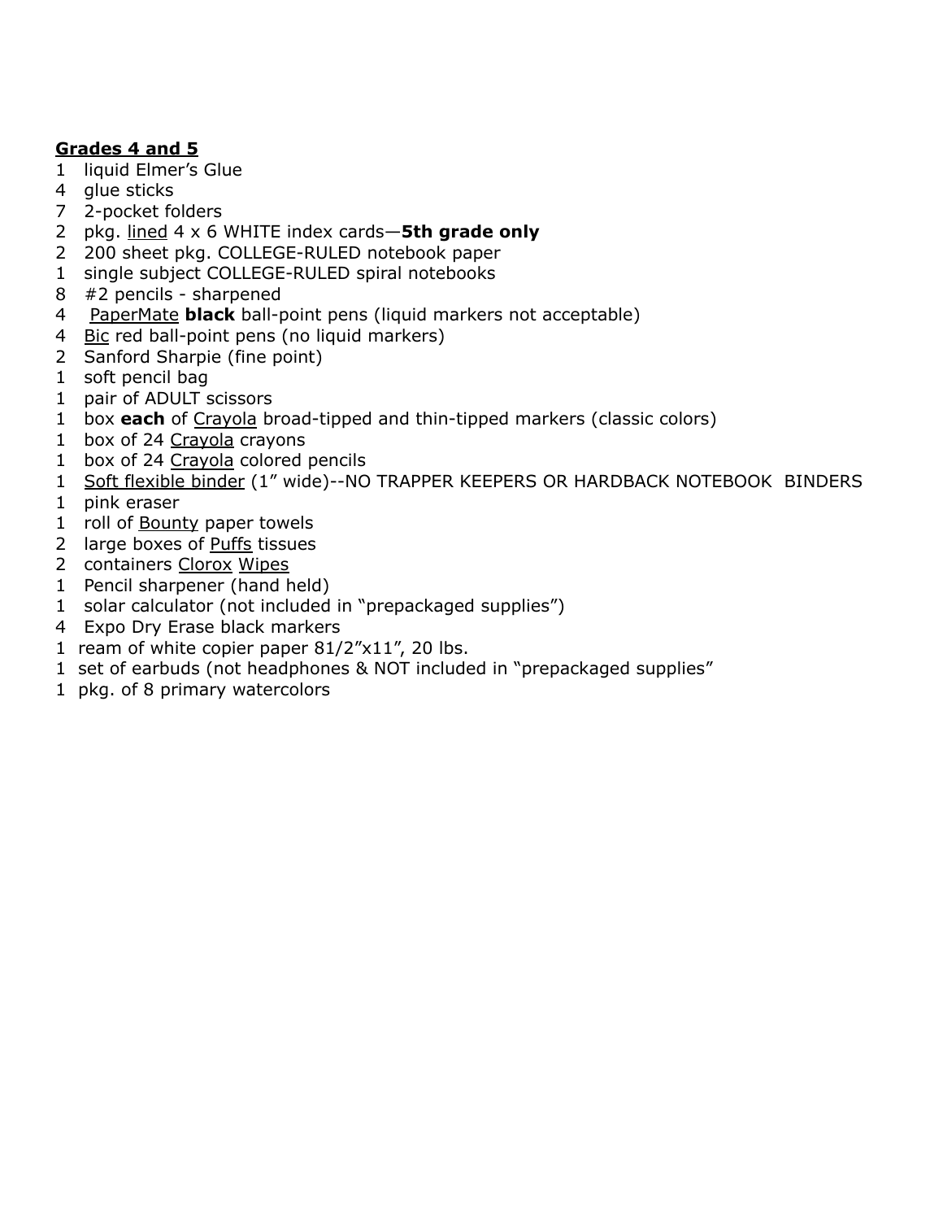**Grades 4 and 5**

1 liquid Elmer's Glue
4 glue sticks
7 2-pocket folders
2 pkg. lined 4 x 6 WHITE index cards—**5th grade only**
2 200 sheet pkg. COLLEGE-RULED notebook paper
1 single subject COLLEGE-RULED spiral notebooks
8 #2 pencils - sharpened
4 PaperMate **black** ball-point pens (liquid markers not acceptable)
4 Bic red ball-point pens (no liquid markers)
2 Sanford Sharpie (fine point)
1 soft pencil bag
1 pair of ADULT scissors
1 box **each** of Crayola broad-tipped and thin-tipped markers (classic colors)
1 box of 24 Crayola crayons
1 box of 24 Crayola colored pencils
1 Soft flexible binder (1" wide)--NO TRAPPER KEEPERS OR HARDBACK NOTEBOOK BINDERS
1 pink eraser
1 roll of Bounty paper towels
2 large boxes of Puffs tissues
2 containers Clorox Wipes
1 Pencil sharpener (hand held)
1 solar calculator (not included in "prepackaged supplies")
4 Expo Dry Erase black markers
1 ream of white copier paper 81/2"x11", 20 lbs.
1 set of earbuds (not headphones & NOT included in "prepackaged supplies"
1 pkg. of 8 primary watercolors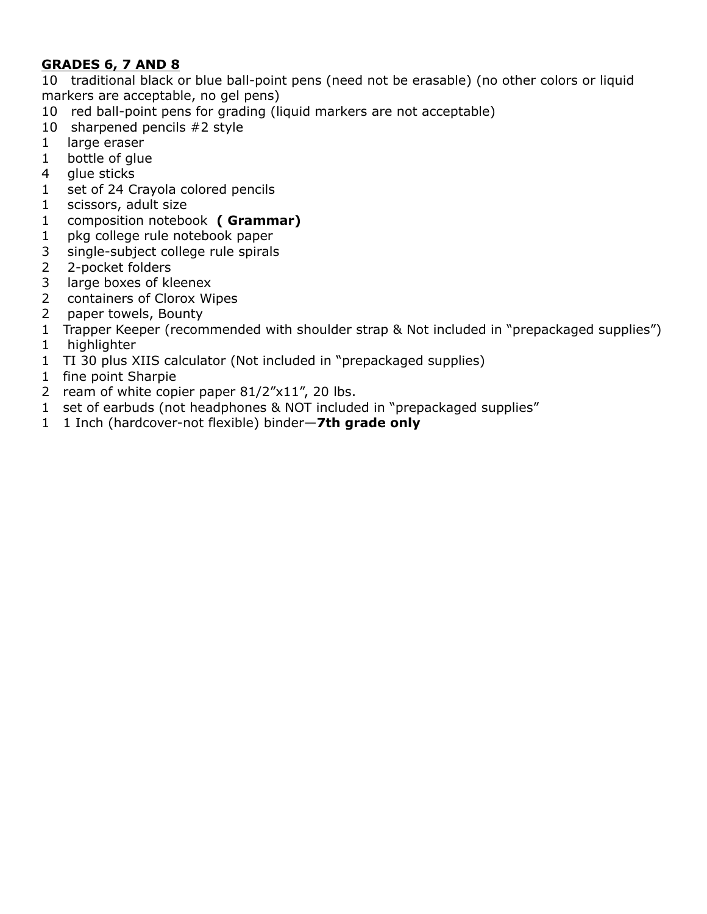**<u>GRADES 6, 7 AND 8</u>**

10 traditional black or blue ball-point pens (need not be erasable) (no other colors or liquid markers are acceptable, no gel pens)
10 red ball-point pens for grading (liquid markers are not acceptable)
10 sharpened pencils #2 style
1 large eraser
1 bottle of glue
4 glue sticks
1 set of 24 Crayola colored pencils
1 scissors, adult size
1 composition notebook **( Grammar)**
1 pkg college rule notebook paper
3 single-subject college rule spirals
2 2-pocket folders
3 large boxes of kleenex
2 containers of Clorox Wipes
2 paper towels, Bounty
1 Trapper Keeper (recommended with shoulder strap & Not included in "prepackaged supplies")
1 highlighter
1 TI 30 plus XIIS calculator (Not included in "prepackaged supplies)
1 fine point Sharpie
2 ream of white copier paper 81/2"x11", 20 lbs.
1 set of earbuds (not headphones & NOT included in "prepackaged supplies"
1 1 Inch (hardcover-not flexible) binder—**7th grade only**